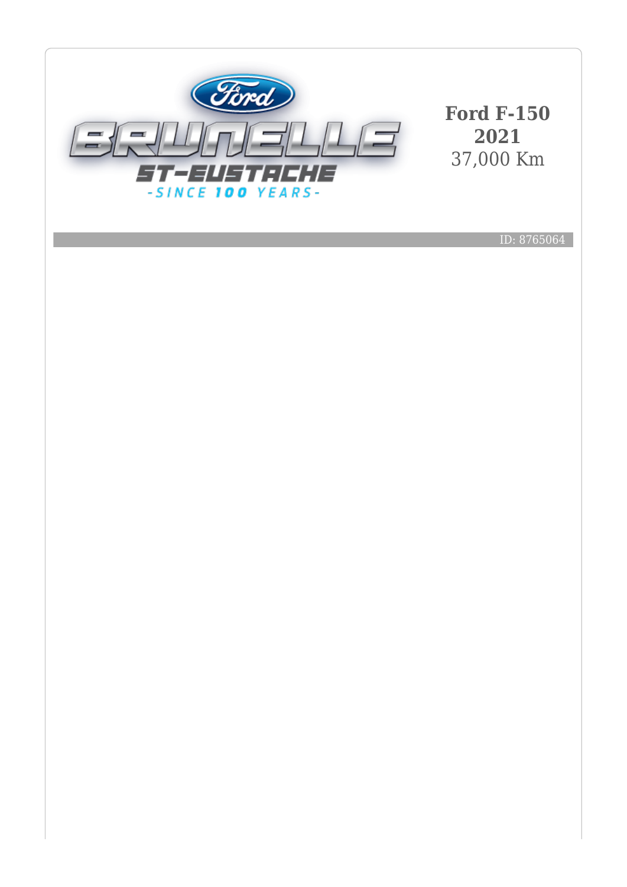# Ford F-150
## 2021
37,000 Km

ID: 8765064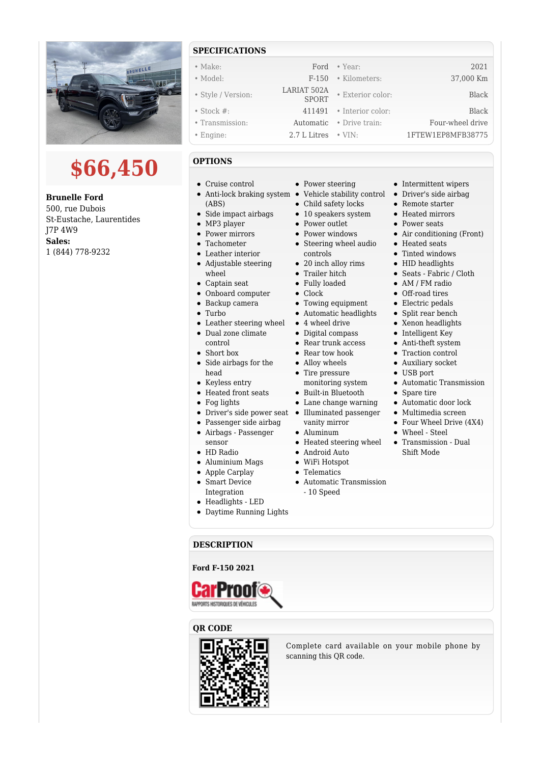**$66,450**

**Brunelle Ford**
500, rue Dubois
St-Eustache, Laurentides
J7P 4W9
**Sales:**
1 (844) 778-9232

## SPECIFICATIONS

| | | | |
|---|---|---|---|
| • Make: | Ford | • Year: | 2021 |
| • Model: | F-150 | • Kilometers: | 37,000 Km |
| • Style / Version: | LARIAT 502A SPORT | • Exterior color: | Black |
| • Stock #: | 411491 | • Interior color: | Black |
| • Transmission: | Automatic | • Drive train: | Four-wheel drive |
| • Engine: | 2.7 L Litres | • VIN: | 1FTEW1EP8MFB38775 |

## OPTIONS

- Cruise control
- Anti-lock braking system (ABS)
- Side impact airbags
- MP3 player
- Power mirrors
- Tachometer
- Leather interior
- Adjustable steering wheel
- Captain seat
- Onboard computer
- Backup camera
- Turbo
- Leather steering wheel
- Dual zone climate control
- Short box
- Side airbags for the head
- Keyless entry
- Heated front seats
- Fog lights
- Driver's side power seat
- Passenger side airbag
- Airbags - Passenger sensor
- HD Radio
- Aluminium Mags
- Apple Carplay
- Smart Device Integration
- Headlights - LED
- Daytime Running Lights
- Power steering
- Vehicle stability control
- Child safety locks
- 10 speakers system
- Power outlet
- Power windows
- Steering wheel audio controls
- 20 inch alloy rims
- Trailer hitch
- Fully loaded
- Clock
- Towing equipment
- Automatic headlights
- 4 wheel drive
- Digital compass
- Rear trunk access
- Rear tow hook
- Alloy wheels
- Tire pressure monitoring system
- Built-in Bluetooth
- Lane change warning
- Illuminated passenger vanity mirror
- Aluminum
- Heated steering wheel
- Android Auto
- WiFi Hotspot
- Telematics
- Automatic Transmission - 10 Speed
- Intermittent wipers
- Driver's side airbag
- Remote starter
- Heated mirrors
- Power seats
- Air conditioning (Front)
- Heated seats
- Tinted windows
- HID headlights
- Seats - Fabric / Cloth
- AM / FM radio
- Off-road tires
- Electric pedals
- Split rear bench
- Xenon headlights
- Intelligent Key
- Anti-theft system
- Traction control
- Auxiliary socket
- USB port
- Automatic Transmission
- Spare tire
- Automatic door lock
- Multimedia screen
- Four Wheel Drive (4X4)
- Wheel - Steel
- Transmission - Dual Shift Mode

## DESCRIPTION

**Ford F-150 2021**

## QR CODE

Complete card available on your mobile phone by scanning this QR code.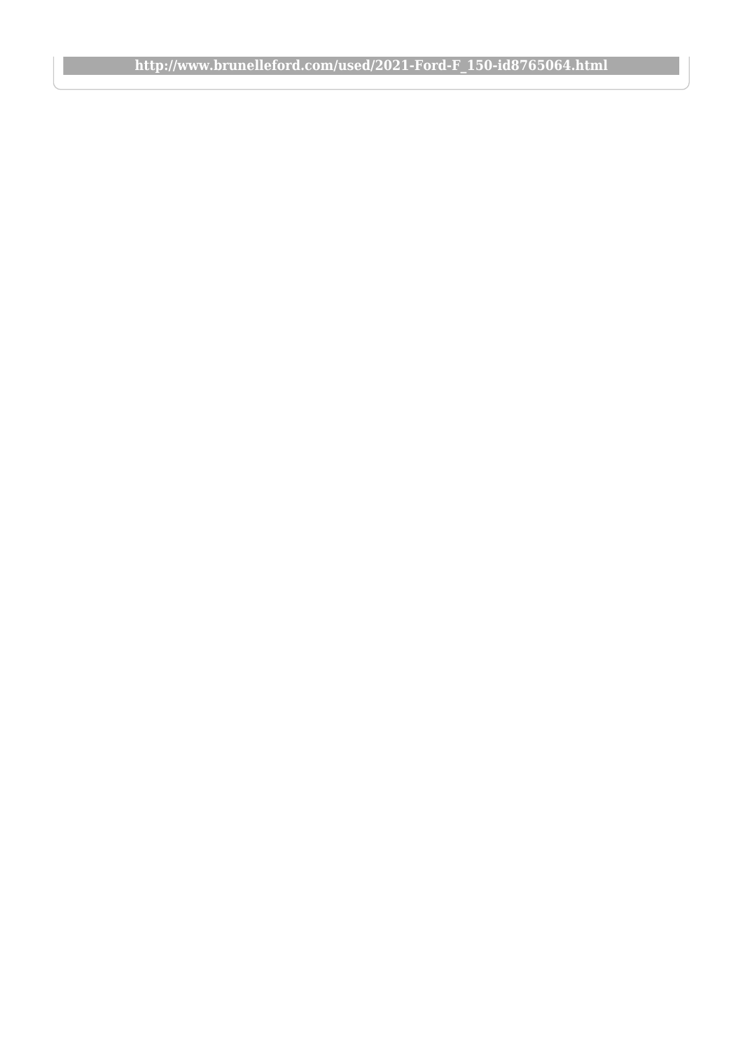http://www.brunelleford.com/used/2021-Ford-F_150-id8765064.html